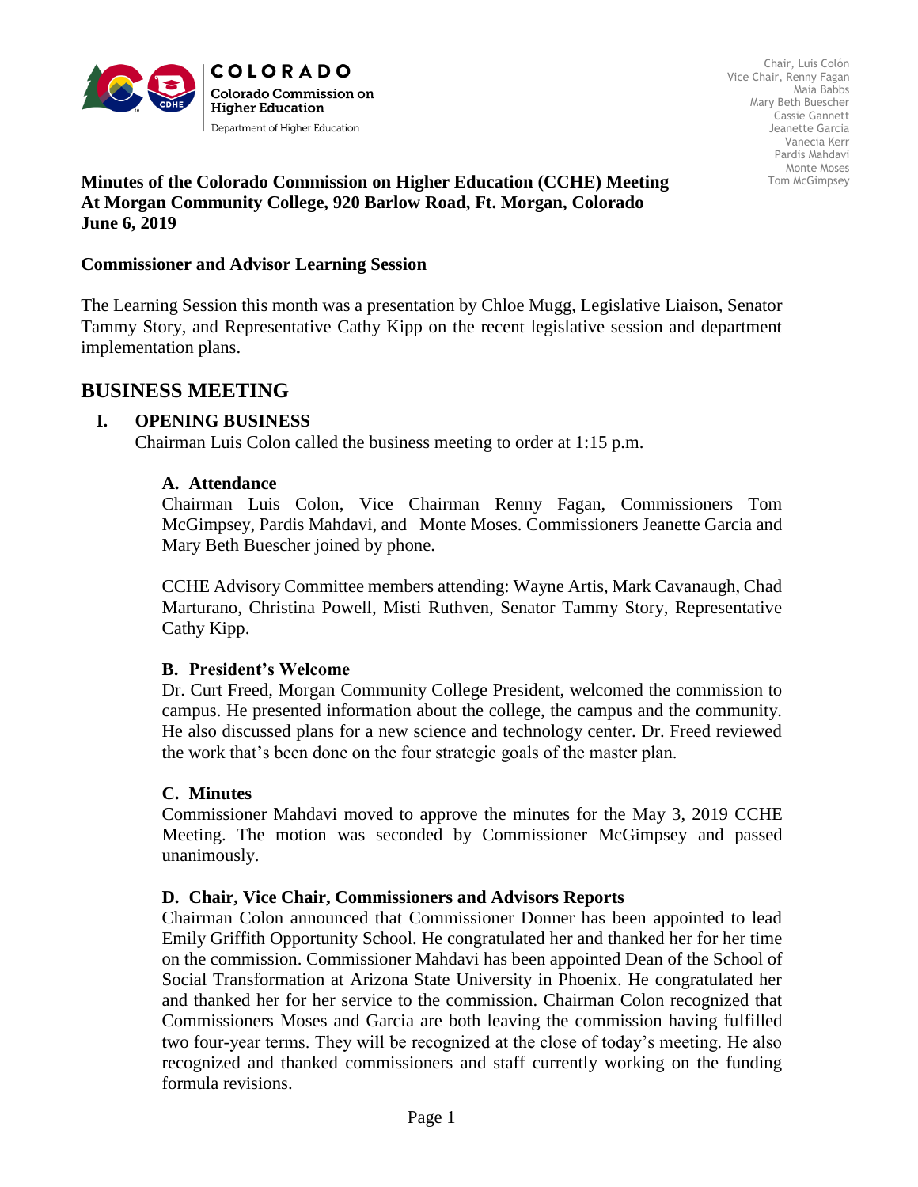COLORADO
Colorado Commission on Higher Education
Department of Higher Education

Chair, Luis Colón
Vice Chair, Renny Fagan
Maia Babbs
Mary Beth Buescher
Cassie Gannett
Jeanette Garcia
Vanecia Kerr
Pardis Mahdavi
Monte Moses
Tom McGimpsey

**Minutes of the Colorado Commission on Higher Education (CCHE) Meeting**
**At Morgan Community College, 920 Barlow Road, Ft. Morgan, Colorado**
**June 6, 2019**

**Commissioner and Advisor Learning Session**

The Learning Session this month was a presentation by Chloe Mugg, Legislative Liaison, Senator Tammy Story, and Representative Cathy Kipp on the recent legislative session and department implementation plans.

# BUSINESS MEETING

## I. OPENING BUSINESS

Chairman Luis Colon called the business meeting to order at 1:15 p.m.

### A. Attendance

Chairman Luis Colon, Vice Chairman Renny Fagan, Commissioners Tom McGimpsey, Pardis Mahdavi, and Monte Moses. Commissioners Jeanette Garcia and Mary Beth Buescher joined by phone.

CCHE Advisory Committee members attending: Wayne Artis, Mark Cavanaugh, Chad Marturano, Christina Powell, Misti Ruthven, Senator Tammy Story, Representative Cathy Kipp.

### B. President's Welcome

Dr. Curt Freed, Morgan Community College President, welcomed the commission to campus. He presented information about the college, the campus and the community. He also discussed plans for a new science and technology center. Dr. Freed reviewed the work that's been done on the four strategic goals of the master plan.

### C. Minutes

Commissioner Mahdavi moved to approve the minutes for the May 3, 2019 CCHE Meeting. The motion was seconded by Commissioner McGimpsey and passed unanimously.

### D. Chair, Vice Chair, Commissioners and Advisors Reports

Chairman Colon announced that Commissioner Donner has been appointed to lead Emily Griffith Opportunity School. He congratulated her and thanked her for her time on the commission. Commissioner Mahdavi has been appointed Dean of the School of Social Transformation at Arizona State University in Phoenix. He congratulated her and thanked her for her service to the commission. Chairman Colon recognized that Commissioners Moses and Garcia are both leaving the commission having fulfilled two four-year terms. They will be recognized at the close of today's meeting. He also recognized and thanked commissioners and staff currently working on the funding formula revisions.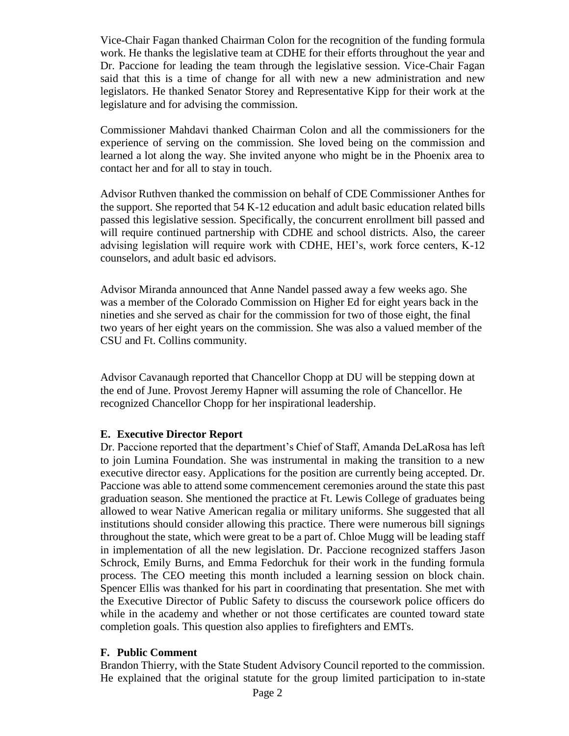Vice-Chair Fagan thanked Chairman Colon for the recognition of the funding formula work. He thanks the legislative team at CDHE for their efforts throughout the year and Dr. Paccione for leading the team through the legislative session. Vice-Chair Fagan said that this is a time of change for all with new a new administration and new legislators. He thanked Senator Storey and Representative Kipp for their work at the legislature and for advising the commission.

Commissioner Mahdavi thanked Chairman Colon and all the commissioners for the experience of serving on the commission. She loved being on the commission and learned a lot along the way. She invited anyone who might be in the Phoenix area to contact her and for all to stay in touch.

Advisor Ruthven thanked the commission on behalf of CDE Commissioner Anthes for the support. She reported that 54 K-12 education and adult basic education related bills passed this legislative session. Specifically, the concurrent enrollment bill passed and will require continued partnership with CDHE and school districts. Also, the career advising legislation will require work with CDHE, HEI's, work force centers, K-12 counselors, and adult basic ed advisors.

Advisor Miranda announced that Anne Nandel passed away a few weeks ago. She was a member of the Colorado Commission on Higher Ed for eight years back in the nineties and she served as chair for the commission for two of those eight, the final two years of her eight years on the commission. She was also a valued member of the CSU and Ft. Collins community.

Advisor Cavanaugh reported that Chancellor Chopp at DU will be stepping down at the end of June. Provost Jeremy Hapner will assuming the role of Chancellor. He recognized Chancellor Chopp for her inspirational leadership.

### E. Executive Director Report

Dr. Paccione reported that the department's Chief of Staff, Amanda DeLaRosa has left to join Lumina Foundation. She was instrumental in making the transition to a new executive director easy. Applications for the position are currently being accepted. Dr. Paccione was able to attend some commencement ceremonies around the state this past graduation season. She mentioned the practice at Ft. Lewis College of graduates being allowed to wear Native American regalia or military uniforms. She suggested that all institutions should consider allowing this practice. There were numerous bill signings throughout the state, which were great to be a part of. Chloe Mugg will be leading staff in implementation of all the new legislation. Dr. Paccione recognized staffers Jason Schrock, Emily Burns, and Emma Fedorchuk for their work in the funding formula process. The CEO meeting this month included a learning session on block chain. Spencer Ellis was thanked for his part in coordinating that presentation. She met with the Executive Director of Public Safety to discuss the coursework police officers do while in the academy and whether or not those certificates are counted toward state completion goals. This question also applies to firefighters and EMTs.

### F. Public Comment

Brandon Thierry, with the State Student Advisory Council reported to the commission. He explained that the original statute for the group limited participation to in-state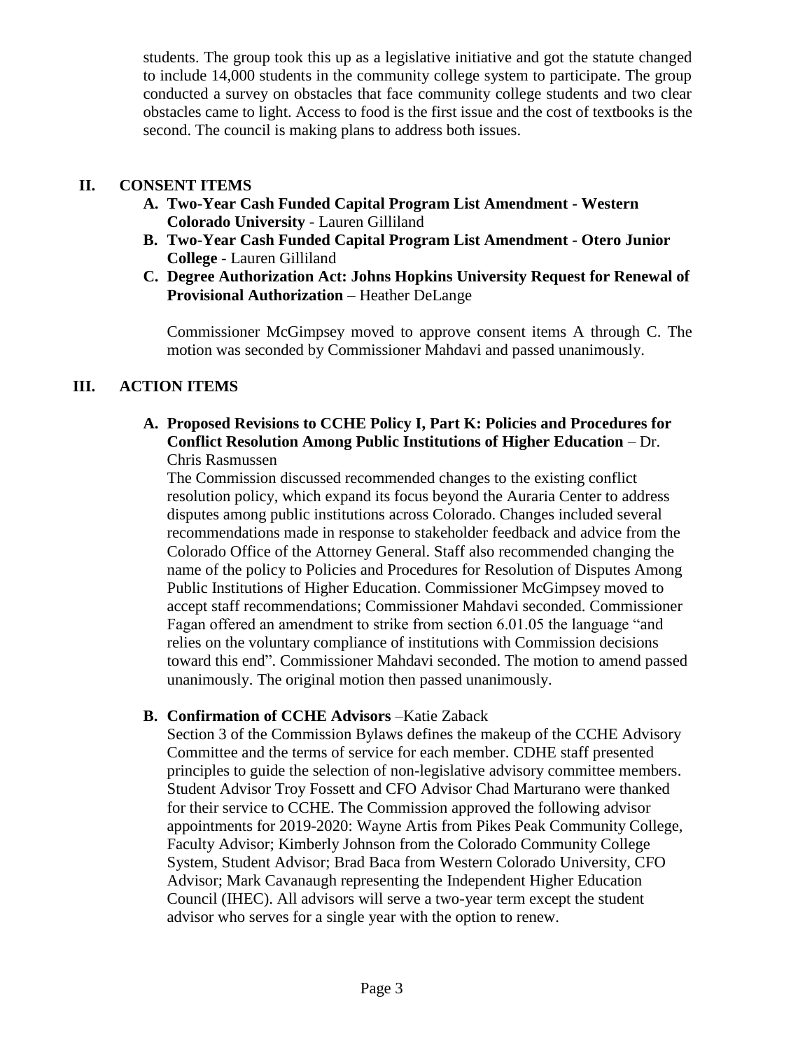students. The group took this up as a legislative initiative and got the statute changed to include 14,000 students in the community college system to participate. The group conducted a survey on obstacles that face community college students and two clear obstacles came to light. Access to food is the first issue and the cost of textbooks is the second. The council is making plans to address both issues.

## II. CONSENT ITEMS

**A. Two-Year Cash Funded Capital Program List Amendment - Western Colorado University** - Lauren Gilliland

**B. Two-Year Cash Funded Capital Program List Amendment - Otero Junior College** - Lauren Gilliland

**C. Degree Authorization Act: Johns Hopkins University Request for Renewal of Provisional Authorization** – Heather DeLange

Commissioner McGimpsey moved to approve consent items A through C. The motion was seconded by Commissioner Mahdavi and passed unanimously.

## III. ACTION ITEMS

**A. Proposed Revisions to CCHE Policy I, Part K: Policies and Procedures for Conflict Resolution Among Public Institutions of Higher Education** – Dr. Chris Rasmussen

The Commission discussed recommended changes to the existing conflict resolution policy, which expand its focus beyond the Auraria Center to address disputes among public institutions across Colorado. Changes included several recommendations made in response to stakeholder feedback and advice from the Colorado Office of the Attorney General. Staff also recommended changing the name of the policy to Policies and Procedures for Resolution of Disputes Among Public Institutions of Higher Education. Commissioner McGimpsey moved to accept staff recommendations; Commissioner Mahdavi seconded. Commissioner Fagan offered an amendment to strike from section 6.01.05 the language "and relies on the voluntary compliance of institutions with Commission decisions toward this end". Commissioner Mahdavi seconded. The motion to amend passed unanimously. The original motion then passed unanimously.

**B. Confirmation of CCHE Advisors** –Katie Zaback

Section 3 of the Commission Bylaws defines the makeup of the CCHE Advisory Committee and the terms of service for each member. CDHE staff presented principles to guide the selection of non-legislative advisory committee members. Student Advisor Troy Fossett and CFO Advisor Chad Marturano were thanked for their service to CCHE. The Commission approved the following advisor appointments for 2019-2020: Wayne Artis from Pikes Peak Community College, Faculty Advisor; Kimberly Johnson from the Colorado Community College System, Student Advisor; Brad Baca from Western Colorado University, CFO Advisor; Mark Cavanaugh representing the Independent Higher Education Council (IHEC). All advisors will serve a two-year term except the student advisor who serves for a single year with the option to renew.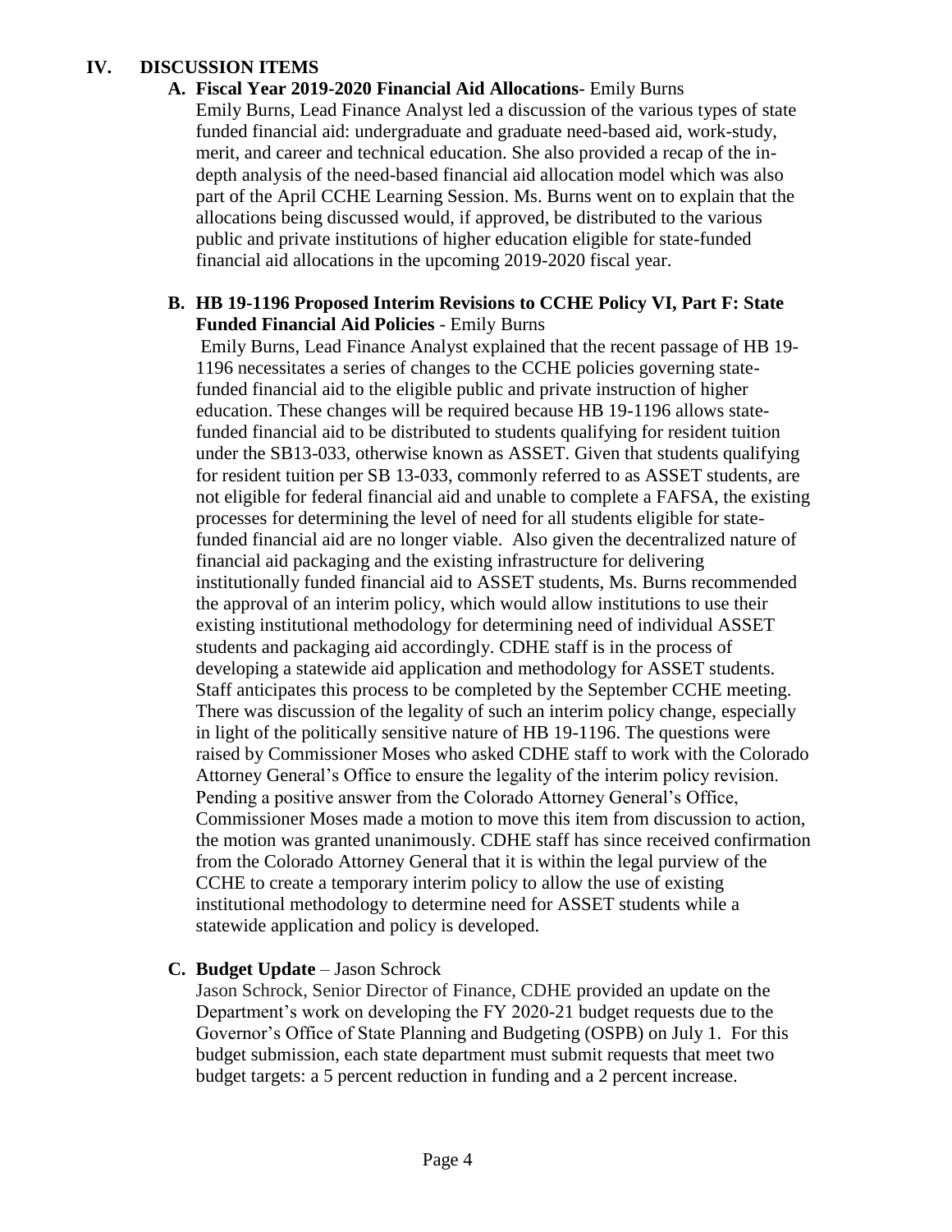## IV. DISCUSSION ITEMS

### A. Fiscal Year 2019-2020 Financial Aid Allocations- Emily Burns

Emily Burns, Lead Finance Analyst led a discussion of the various types of state funded financial aid: undergraduate and graduate need-based aid, work-study, merit, and career and technical education. She also provided a recap of the in-depth analysis of the need-based financial aid allocation model which was also part of the April CCHE Learning Session. Ms. Burns went on to explain that the allocations being discussed would, if approved, be distributed to the various public and private institutions of higher education eligible for state-funded financial aid allocations in the upcoming 2019-2020 fiscal year.

### B. HB 19-1196 Proposed Interim Revisions to CCHE Policy VI, Part F: State Funded Financial Aid Policies - Emily Burns

Emily Burns, Lead Finance Analyst explained that the recent passage of HB 19-1196 necessitates a series of changes to the CCHE policies governing state-funded financial aid to the eligible public and private instruction of higher education. These changes will be required because HB 19-1196 allows state-funded financial aid to be distributed to students qualifying for resident tuition under the SB13-033, otherwise known as ASSET. Given that students qualifying for resident tuition per SB 13-033, commonly referred to as ASSET students, are not eligible for federal financial aid and unable to complete a FAFSA, the existing processes for determining the level of need for all students eligible for state-funded financial aid are no longer viable. Also given the decentralized nature of financial aid packaging and the existing infrastructure for delivering institutionally funded financial aid to ASSET students, Ms. Burns recommended the approval of an interim policy, which would allow institutions to use their existing institutional methodology for determining need of individual ASSET students and packaging aid accordingly. CDHE staff is in the process of developing a statewide aid application and methodology for ASSET students. Staff anticipates this process to be completed by the September CCHE meeting. There was discussion of the legality of such an interim policy change, especially in light of the politically sensitive nature of HB 19-1196. The questions were raised by Commissioner Moses who asked CDHE staff to work with the Colorado Attorney General's Office to ensure the legality of the interim policy revision. Pending a positive answer from the Colorado Attorney General's Office, Commissioner Moses made a motion to move this item from discussion to action, the motion was granted unanimously. CDHE staff has since received confirmation from the Colorado Attorney General that it is within the legal purview of the CCHE to create a temporary interim policy to allow the use of existing institutional methodology to determine need for ASSET students while a statewide application and policy is developed.

### C. Budget Update – Jason Schrock

Jason Schrock, Senior Director of Finance, CDHE provided an update on the Department's work on developing the FY 2020-21 budget requests due to the Governor's Office of State Planning and Budgeting (OSPB) on July 1. For this budget submission, each state department must submit requests that meet two budget targets: a 5 percent reduction in funding and a 2 percent increase.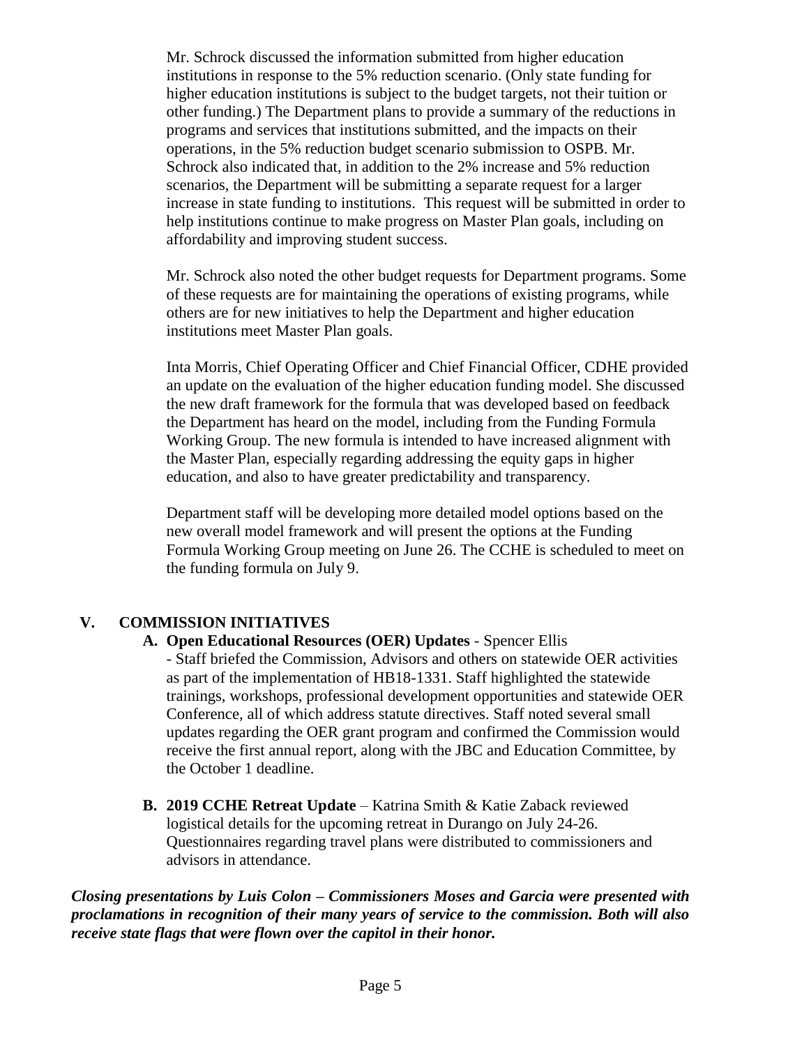Mr. Schrock discussed the information submitted from higher education institutions in response to the 5% reduction scenario. (Only state funding for higher education institutions is subject to the budget targets, not their tuition or other funding.) The Department plans to provide a summary of the reductions in programs and services that institutions submitted, and the impacts on their operations, in the 5% reduction budget scenario submission to OSPB. Mr. Schrock also indicated that, in addition to the 2% increase and 5% reduction scenarios, the Department will be submitting a separate request for a larger increase in state funding to institutions. This request will be submitted in order to help institutions continue to make progress on Master Plan goals, including on affordability and improving student success.

Mr. Schrock also noted the other budget requests for Department programs. Some of these requests are for maintaining the operations of existing programs, while others are for new initiatives to help the Department and higher education institutions meet Master Plan goals.

Inta Morris, Chief Operating Officer and Chief Financial Officer, CDHE provided an update on the evaluation of the higher education funding model. She discussed the new draft framework for the formula that was developed based on feedback the Department has heard on the model, including from the Funding Formula Working Group. The new formula is intended to have increased alignment with the Master Plan, especially regarding addressing the equity gaps in higher education, and also to have greater predictability and transparency.

Department staff will be developing more detailed model options based on the new overall model framework and will present the options at the Funding Formula Working Group meeting on June 26. The CCHE is scheduled to meet on the funding formula on July 9.

## V. COMMISSION INITIATIVES

**A. Open Educational Resources (OER) Updates** - Spencer Ellis
- Staff briefed the Commission, Advisors and others on statewide OER activities as part of the implementation of HB18-1331. Staff highlighted the statewide trainings, workshops, professional development opportunities and statewide OER Conference, all of which address statute directives. Staff noted several small updates regarding the OER grant program and confirmed the Commission would receive the first annual report, along with the JBC and Education Committee, by the October 1 deadline.

**B. 2019 CCHE Retreat Update** – Katrina Smith & Katie Zaback reviewed logistical details for the upcoming retreat in Durango on July 24-26. Questionnaires regarding travel plans were distributed to commissioners and advisors in attendance.

***Closing presentations by Luis Colon – Commissioners Moses and Garcia were presented with proclamations in recognition of their many years of service to the commission. Both will also receive state flags that were flown over the capitol in their honor.***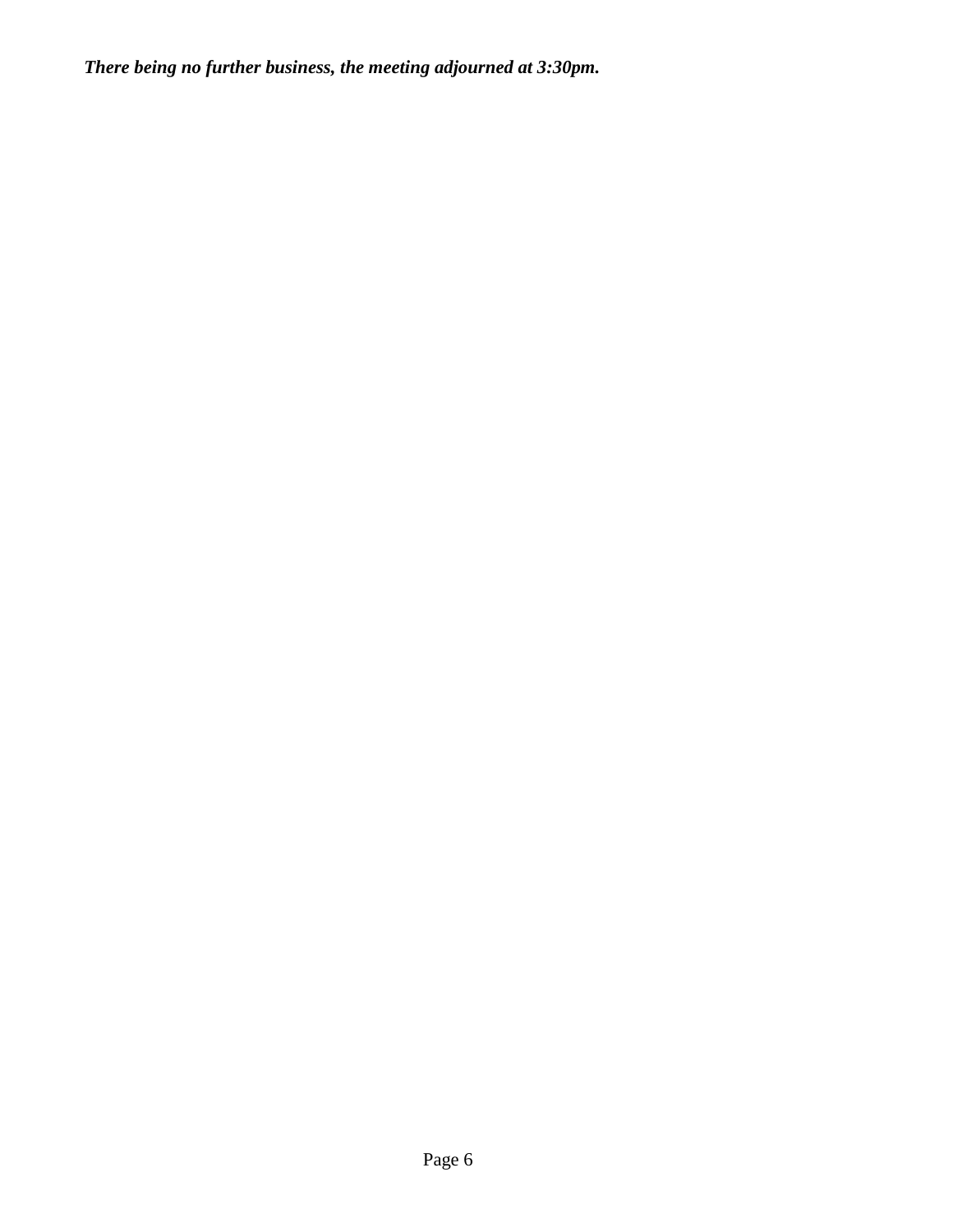***There being no further business, the meeting adjourned at 3:30pm.***